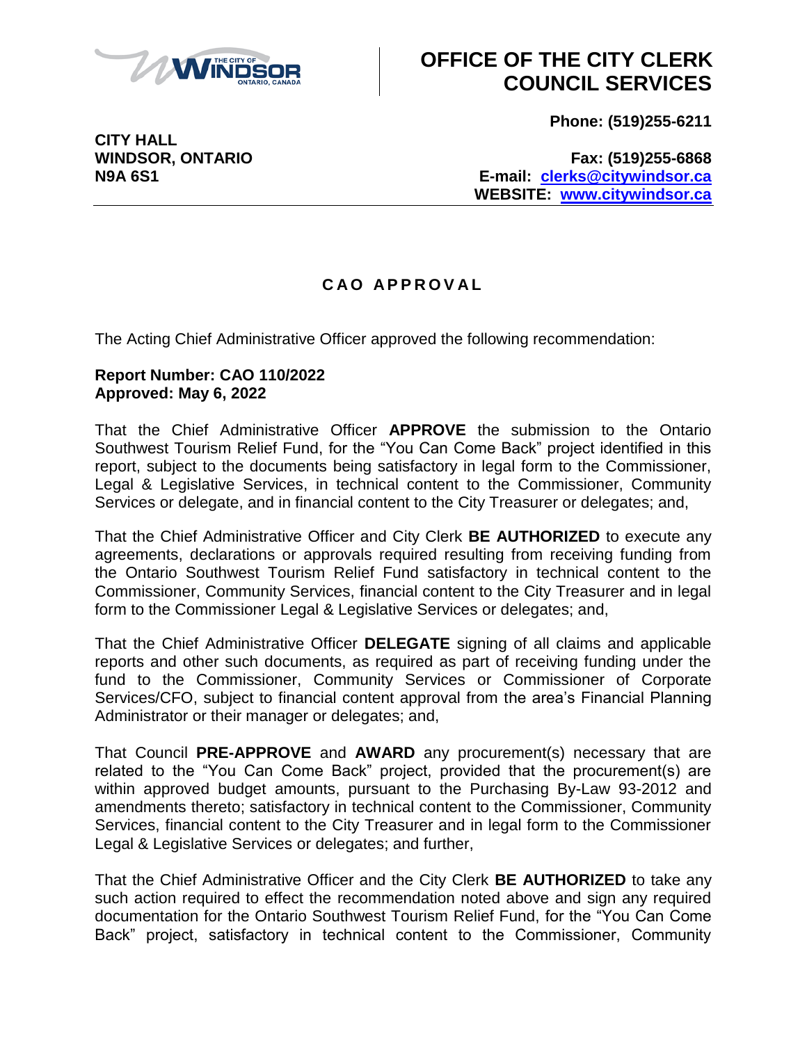# OFFICE OF THE CITY CLERK COUNCIL SERVICES

**CITY HALL**
**WINDSOR, ONTARIO**
**N9A 6S1**

**Phone: (519)255-6211**

**Fax: (519)255-6868**
**E-mail: clerks@citywindsor.ca**
**WEBSITE: www.citywindsor.ca**

## C A O  A P P R O V A L

The Acting Chief Administrative Officer approved the following recommendation:

**Report Number: CAO 110/2022**
**Approved: May 6, 2022**

That the Chief Administrative Officer **APPROVE** the submission to the Ontario Southwest Tourism Relief Fund, for the "You Can Come Back" project identified in this report, subject to the documents being satisfactory in legal form to the Commissioner, Legal & Legislative Services, in technical content to the Commissioner, Community Services or delegate, and in financial content to the City Treasurer or delegates; and,

That the Chief Administrative Officer and City Clerk **BE AUTHORIZED** to execute any agreements, declarations or approvals required resulting from receiving funding from the Ontario Southwest Tourism Relief Fund satisfactory in technical content to the Commissioner, Community Services, financial content to the City Treasurer and in legal form to the Commissioner Legal & Legislative Services or delegates; and,

That the Chief Administrative Officer **DELEGATE** signing of all claims and applicable reports and other such documents, as required as part of receiving funding under the fund to the Commissioner, Community Services or Commissioner of Corporate Services/CFO, subject to financial content approval from the area's Financial Planning Administrator or their manager or delegates; and,

That Council **PRE-APPROVE** and **AWARD** any procurement(s) necessary that are related to the "You Can Come Back" project, provided that the procurement(s) are within approved budget amounts, pursuant to the Purchasing By-Law 93-2012 and amendments thereto; satisfactory in technical content to the Commissioner, Community Services, financial content to the City Treasurer and in legal form to the Commissioner Legal & Legislative Services or delegates; and further,

That the Chief Administrative Officer and the City Clerk **BE AUTHORIZED** to take any such action required to effect the recommendation noted above and sign any required documentation for the Ontario Southwest Tourism Relief Fund, for the "You Can Come Back" project, satisfactory in technical content to the Commissioner, Community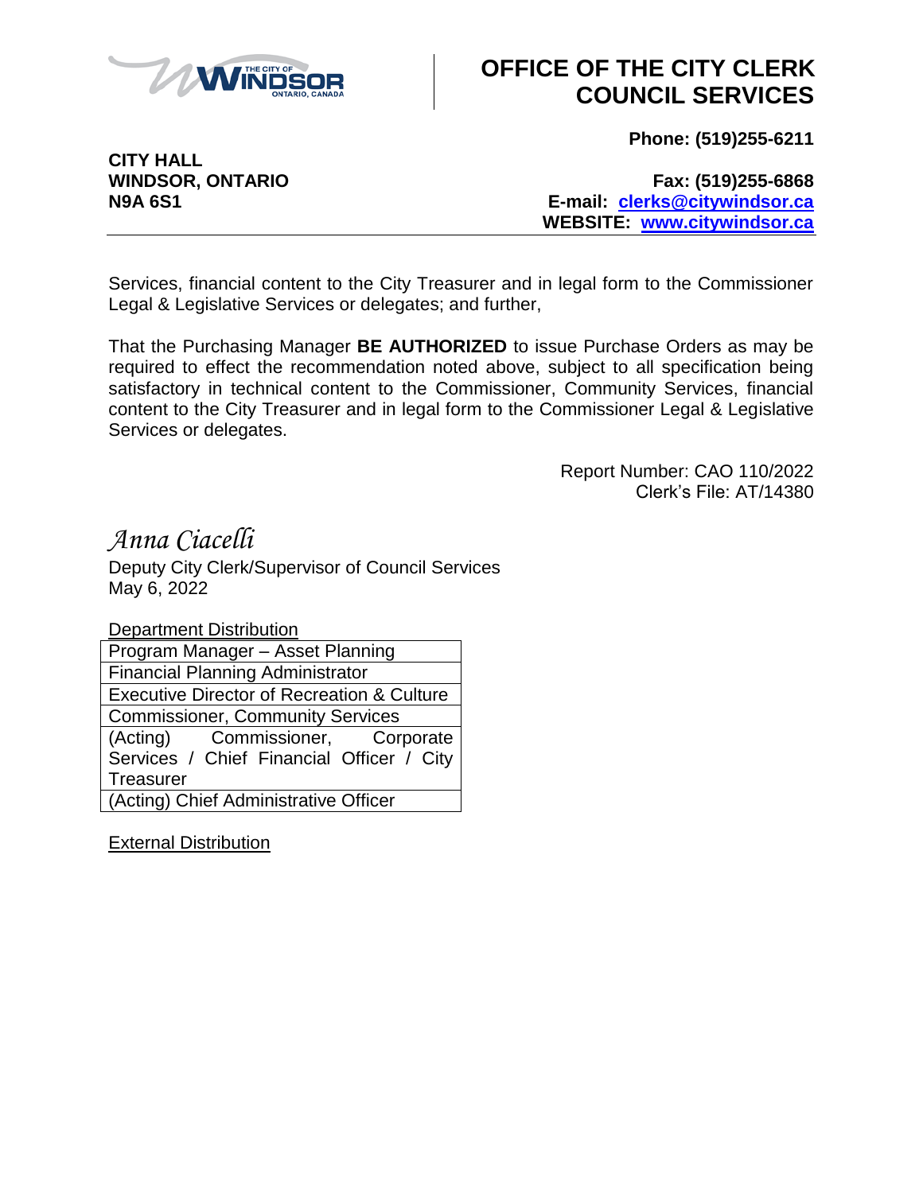Services, financial content to the City Treasurer and in legal form to the Commissioner Legal & Legislative Services or delegates; and further,

That the Purchasing Manager **BE AUTHORIZED** to issue Purchase Orders as may be required to effect the recommendation noted above, subject to all specification being satisfactory in technical content to the Commissioner, Community Services, financial content to the City Treasurer and in legal form to the Commissioner Legal & Legislative Services or delegates.

Report Number: CAO 110/2022
Clerk's File: AT/14380

*Anna Ciacelli*
Deputy City Clerk/Supervisor of Council Services
May 6, 2022

Department Distribution

| |
|---|
| Program Manager – Asset Planning |
| Financial Planning Administrator |
| Executive Director of Recreation & Culture |
| Commissioner, Community Services |
| (Acting) Commissioner, Corporate Services / Chief Financial Officer / City Treasurer |
| (Acting) Chief Administrative Officer |

External Distribution